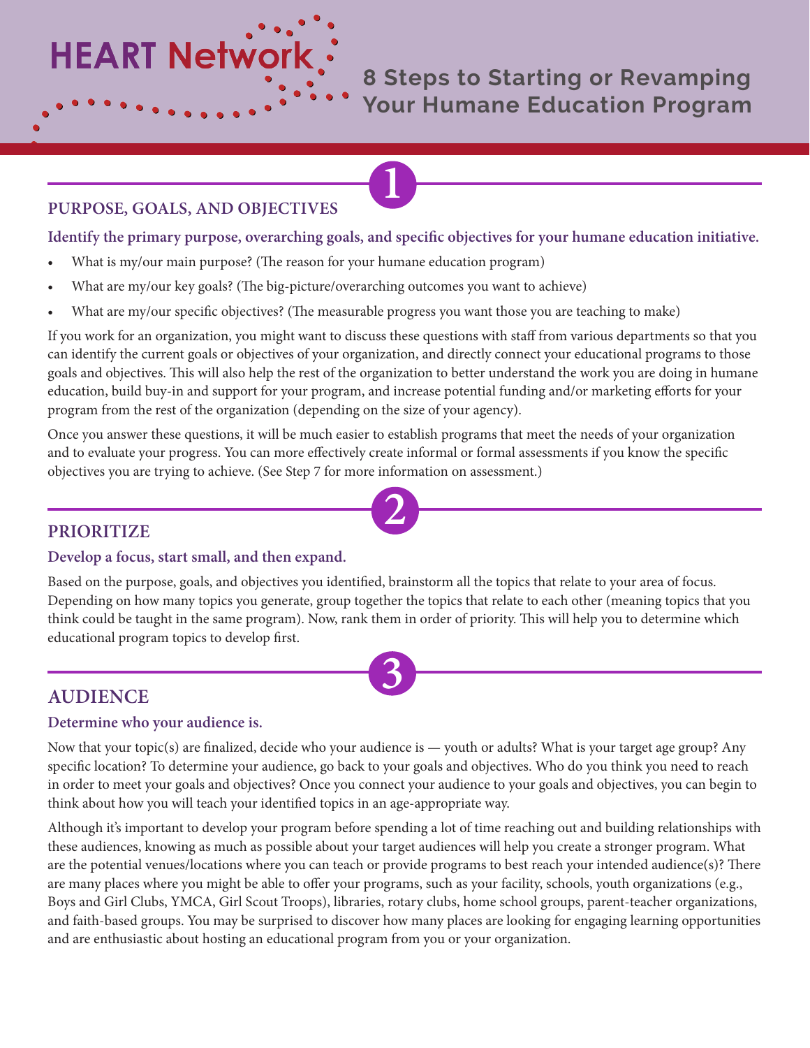# HEART Network

## 8 Steps to Starting or Revamping Your Humane Education Program

## 1 PURPOSE, GOALS, AND OBJECTIVES

**Identify the primary purpose, overarching goals, and specific objectives for your humane education initiative.**

- What is my/our main purpose? (The reason for your humane education program)
- What are my/our key goals? (The big-picture/overarching outcomes you want to achieve)
- What are my/our specific objectives? (The measurable progress you want those you are teaching to make)

If you work for an organization, you might want to discuss these questions with staff from various departments so that you can identify the current goals or objectives of your organization, and directly connect your educational programs to those goals and objectives. This will also help the rest of the organization to better understand the work you are doing in humane education, build buy-in and support for your program, and increase potential funding and/or marketing efforts for your program from the rest of the organization (depending on the size of your agency).

Once you answer these questions, it will be much easier to establish programs that meet the needs of your organization and to evaluate your progress. You can more effectively create informal or formal assessments if you know the specific objectives you are trying to achieve. (See Step 7 for more information on assessment.)

## 2 PRIORITIZE

**Develop a focus, start small, and then expand.**

Based on the purpose, goals, and objectives you identified, brainstorm all the topics that relate to your area of focus. Depending on how many topics you generate, group together the topics that relate to each other (meaning topics that you think could be taught in the same program). Now, rank them in order of priority. This will help you to determine which educational program topics to develop first.

## 3 AUDIENCE

**Determine who your audience is.**

Now that your topic(s) are finalized, decide who your audience is — youth or adults? What is your target age group? Any specific location? To determine your audience, go back to your goals and objectives. Who do you think you need to reach in order to meet your goals and objectives? Once you connect your audience to your goals and objectives, you can begin to think about how you will teach your identified topics in an age-appropriate way.

Although it's important to develop your program before spending a lot of time reaching out and building relationships with these audiences, knowing as much as possible about your target audiences will help you create a stronger program. What are the potential venues/locations where you can teach or provide programs to best reach your intended audience(s)? There are many places where you might be able to offer your programs, such as your facility, schools, youth organizations (e.g., Boys and Girl Clubs, YMCA, Girl Scout Troops), libraries, rotary clubs, home school groups, parent-teacher organizations, and faith-based groups. You may be surprised to discover how many places are looking for engaging learning opportunities and are enthusiastic about hosting an educational program from you or your organization.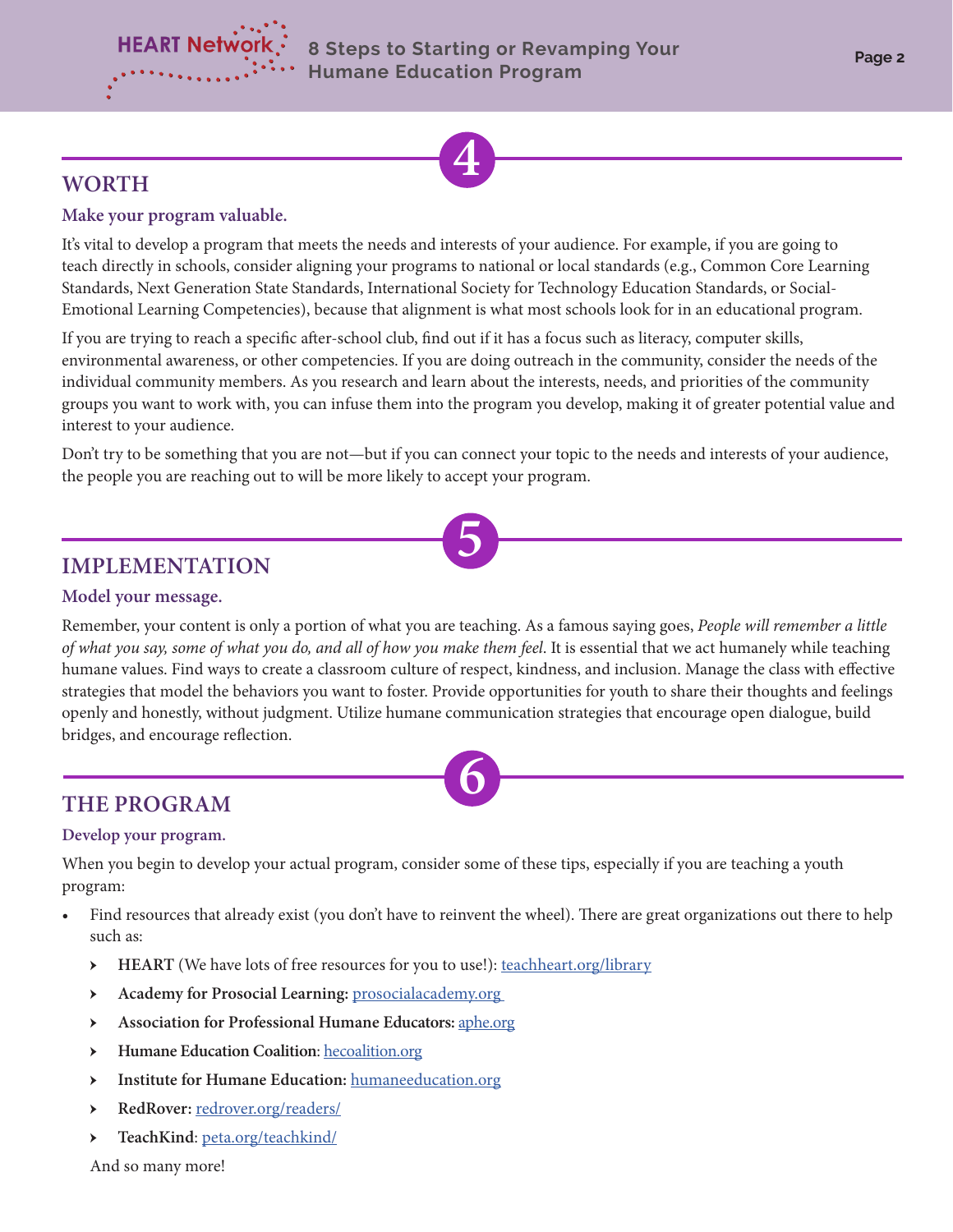## 4

## WORTH

### Make your program valuable.

It's vital to develop a program that meets the needs and interests of your audience. For example, if you are going to teach directly in schools, consider aligning your programs to national or local standards (e.g., Common Core Learning Standards, Next Generation State Standards, International Society for Technology Education Standards, or Social-Emotional Learning Competencies), because that alignment is what most schools look for in an educational program.

If you are trying to reach a specific after-school club, find out if it has a focus such as literacy, computer skills, environmental awareness, or other competencies. If you are doing outreach in the community, consider the needs of the individual community members. As you research and learn about the interests, needs, and priorities of the community groups you want to work with, you can infuse them into the program you develop, making it of greater potential value and interest to your audience.

Don't try to be something that you are not—but if you can connect your topic to the needs and interests of your audience, the people you are reaching out to will be more likely to accept your program.

## 5

## IMPLEMENTATION

### Model your message.

Remember, your content is only a portion of what you are teaching. As a famous saying goes, *People will remember a little of what you say, some of what you do, and all of how you make them feel*. It is essential that we act humanely while teaching humane values. Find ways to create a classroom culture of respect, kindness, and inclusion. Manage the class with effective strategies that model the behaviors you want to foster. Provide opportunities for youth to share their thoughts and feelings openly and honestly, without judgment. Utilize humane communication strategies that encourage open dialogue, build bridges, and encourage reflection.

## 6

## THE PROGRAM

### Develop your program.

When you begin to develop your actual program, consider some of these tips, especially if you are teaching a youth program:

- Find resources that already exist (you don't have to reinvent the wheel). There are great organizations out there to help such as:
  - **HEART** (We have lots of free resources for you to use!): teachheart.org/library
  - **Academy for Prosocial Learning:** prosocialacademy.org
  - **Association for Professional Humane Educators:** aphe.org
  - **Humane Education Coalition**: hecoalition.org
  - **Institute for Humane Education:** humaneeducation.org
  - **RedRover:** redrover.org/readers/
  - **TeachKind**: peta.org/teachkind/

  And so many more!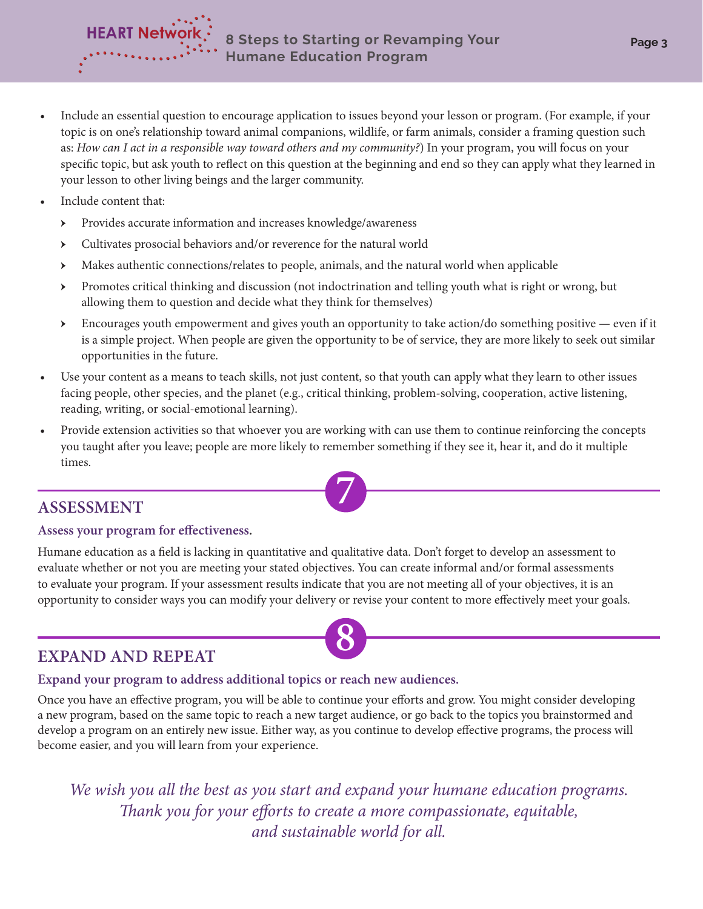- Include an essential question to encourage application to issues beyond your lesson or program. (For example, if your topic is on one's relationship toward animal companions, wildlife, or farm animals, consider a framing question such as: *How can I act in a responsible way toward others and my community?*) In your program, you will focus on your specific topic, but ask youth to reflect on this question at the beginning and end so they can apply what they learned in your lesson to other living beings and the larger community.
- Include content that:
  - Provides accurate information and increases knowledge/awareness
  - Cultivates prosocial behaviors and/or reverence for the natural world
  - Makes authentic connections/relates to people, animals, and the natural world when applicable
  - Promotes critical thinking and discussion (not indoctrination and telling youth what is right or wrong, but allowing them to question and decide what they think for themselves)
  - Encourages youth empowerment and gives youth an opportunity to take action/do something positive — even if it is a simple project. When people are given the opportunity to be of service, they are more likely to seek out similar opportunities in the future.
- Use your content as a means to teach skills, not just content, so that youth can apply what they learn to other issues facing people, other species, and the planet (e.g., critical thinking, problem-solving, cooperation, active listening, reading, writing, or social-emotional learning).
- Provide extension activities so that whoever you are working with can use them to continue reinforcing the concepts you taught after you leave; people are more likely to remember something if they see it, hear it, and do it multiple times.

## 7 ASSESSMENT

**Assess your program for effectiveness.**

Humane education as a field is lacking in quantitative and qualitative data. Don't forget to develop an assessment to evaluate whether or not you are meeting your stated objectives. You can create informal and/or formal assessments to evaluate your program. If your assessment results indicate that you are not meeting all of your objectives, it is an opportunity to consider ways you can modify your delivery or revise your content to more effectively meet your goals.

## 8 EXPAND AND REPEAT

**Expand your program to address additional topics or reach new audiences.**

Once you have an effective program, you will be able to continue your efforts and grow. You might consider developing a new program, based on the same topic to reach a new target audience, or go back to the topics you brainstormed and develop a program on an entirely new issue. Either way, as you continue to develop effective programs, the process will become easier, and you will learn from your experience.

*We wish you all the best as you start and expand your humane education programs. Thank you for your efforts to create a more compassionate, equitable, and sustainable world for all.*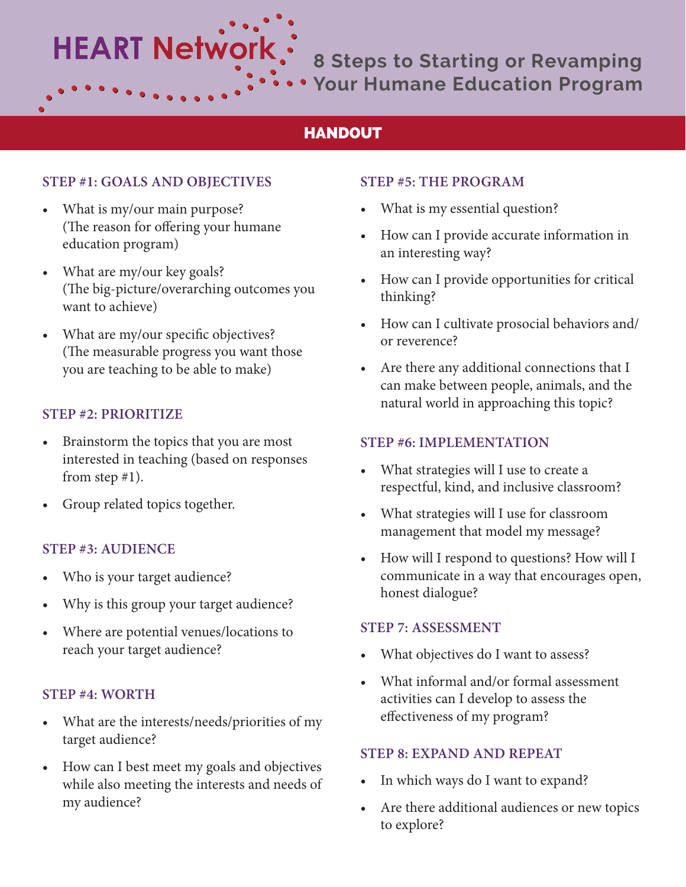HEART Network

# 8 Steps to Starting or Revamping Your Humane Education Program

## HANDOUT

### STEP #1: GOALS AND OBJECTIVES

- What is my/our main purpose? (The reason for offering your humane education program)
- What are my/our key goals? (The big-picture/overarching outcomes you want to achieve)
- What are my/our specific objectives? (The measurable progress you want those you are teaching to be able to make)

### STEP #2: PRIORITIZE

- Brainstorm the topics that you are most interested in teaching (based on responses from step #1).
- Group related topics together.

### STEP #3: AUDIENCE

- Who is your target audience?
- Why is this group your target audience?
- Where are potential venues/locations to reach your target audience?

### STEP #4: WORTH

- What are the interests/needs/priorities of my target audience?
- How can I best meet my goals and objectives while also meeting the interests and needs of my audience?

### STEP #5: THE PROGRAM

- What is my essential question?
- How can I provide accurate information in an interesting way?
- How can I provide opportunities for critical thinking?
- How can I cultivate prosocial behaviors and/or reverence?
- Are there any additional connections that I can make between people, animals, and the natural world in approaching this topic?

### STEP #6: IMPLEMENTATION

- What strategies will I use to create a respectful, kind, and inclusive classroom?
- What strategies will I use for classroom management that model my message?
- How will I respond to questions? How will I communicate in a way that encourages open, honest dialogue?

### STEP 7: ASSESSMENT

- What objectives do I want to assess?
- What informal and/or formal assessment activities can I develop to assess the effectiveness of my program?

### STEP 8: EXPAND AND REPEAT

- In which ways do I want to expand?
- Are there additional audiences or new topics to explore?